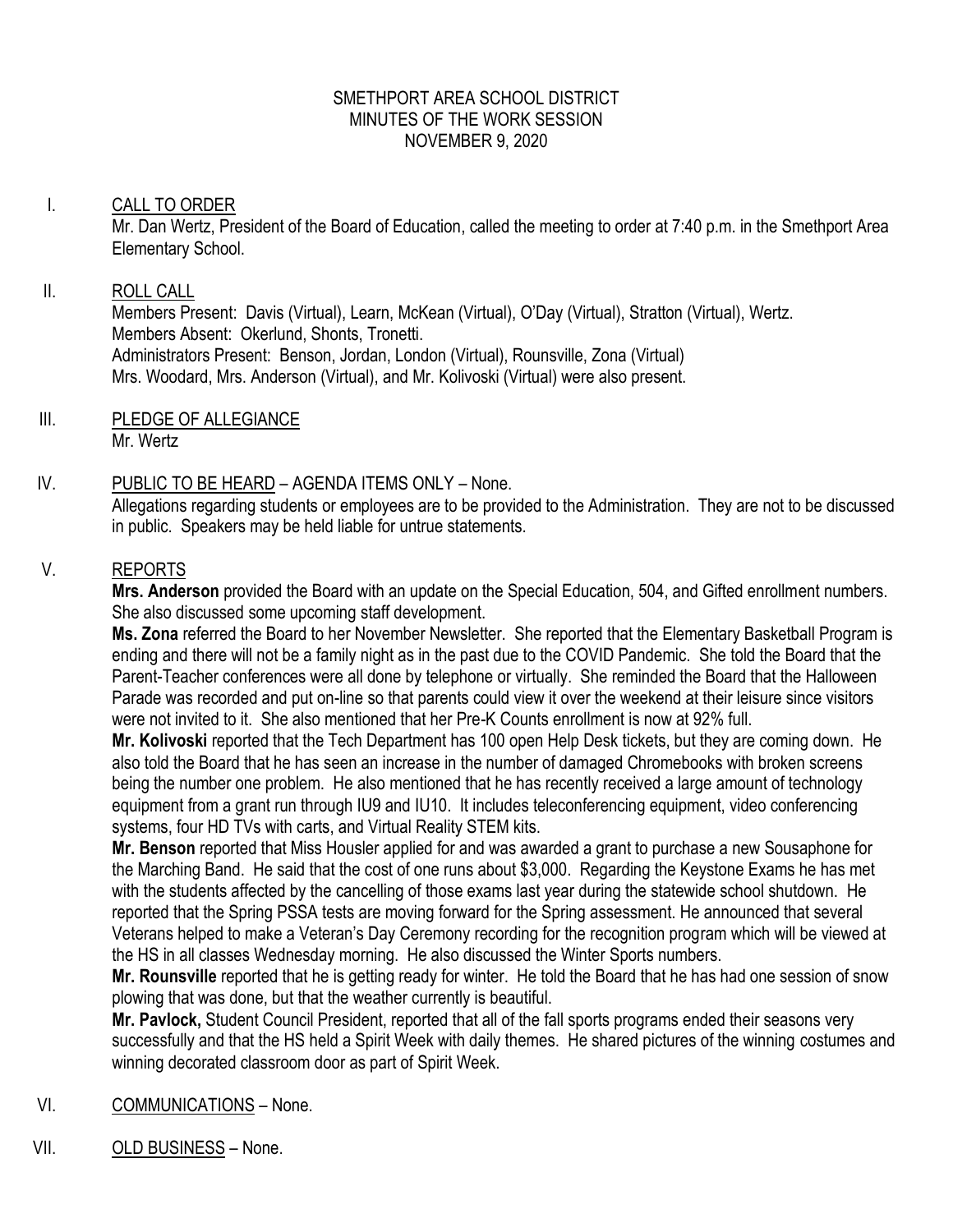SMETHPORT AREA SCHOOL DISTRICT
MINUTES OF THE WORK SESSION
NOVEMBER 9, 2020

I. CALL TO ORDER

Mr. Dan Wertz, President of the Board of Education, called the meeting to order at 7:40 p.m. in the Smethport Area Elementary School.

II. ROLL CALL

Members Present: Davis (Virtual), Learn, McKean (Virtual), O'Day (Virtual), Stratton (Virtual), Wertz.
Members Absent: Okerlund, Shonts, Tronetti.
Administrators Present: Benson, Jordan, London (Virtual), Rounsville, Zona (Virtual)
Mrs. Woodard, Mrs. Anderson (Virtual), and Mr. Kolivoski (Virtual) were also present.

III. PLEDGE OF ALLEGIANCE

Mr. Wertz

IV. PUBLIC TO BE HEARD – AGENDA ITEMS ONLY – None.

Allegations regarding students or employees are to be provided to the Administration. They are not to be discussed in public. Speakers may be held liable for untrue statements.

V. REPORTS

**Mrs. Anderson** provided the Board with an update on the Special Education, 504, and Gifted enrollment numbers. She also discussed some upcoming staff development.

**Ms. Zona** referred the Board to her November Newsletter. She reported that the Elementary Basketball Program is ending and there will not be a family night as in the past due to the COVID Pandemic. She told the Board that the Parent-Teacher conferences were all done by telephone or virtually. She reminded the Board that the Halloween Parade was recorded and put on-line so that parents could view it over the weekend at their leisure since visitors were not invited to it. She also mentioned that her Pre-K Counts enrollment is now at 92% full.

**Mr. Kolivoski** reported that the Tech Department has 100 open Help Desk tickets, but they are coming down. He also told the Board that he has seen an increase in the number of damaged Chromebooks with broken screens being the number one problem. He also mentioned that he has recently received a large amount of technology equipment from a grant run through IU9 and IU10. It includes teleconferencing equipment, video conferencing systems, four HD TVs with carts, and Virtual Reality STEM kits.

**Mr. Benson** reported that Miss Housler applied for and was awarded a grant to purchase a new Sousaphone for the Marching Band. He said that the cost of one runs about $3,000. Regarding the Keystone Exams he has met with the students affected by the cancelling of those exams last year during the statewide school shutdown. He reported that the Spring PSSA tests are moving forward for the Spring assessment. He announced that several Veterans helped to make a Veteran's Day Ceremony recording for the recognition program which will be viewed at the HS in all classes Wednesday morning. He also discussed the Winter Sports numbers.

**Mr. Rounsville** reported that he is getting ready for winter. He told the Board that he has had one session of snow plowing that was done, but that the weather currently is beautiful.

**Mr. Pavlock,** Student Council President, reported that all of the fall sports programs ended their seasons very successfully and that the HS held a Spirit Week with daily themes. He shared pictures of the winning costumes and winning decorated classroom door as part of Spirit Week.

VI. COMMUNICATIONS – None.

VII. OLD BUSINESS – None.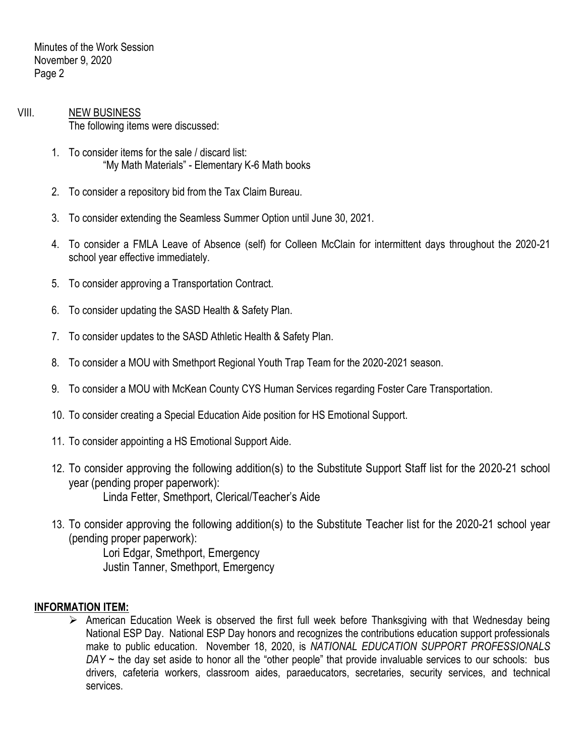## VIII. NEW BUSINESS

The following items were discussed:

1. To consider items for the sale / discard list:
   "My Math Materials" - Elementary K-6 Math books
2. To consider a repository bid from the Tax Claim Bureau.
3. To consider extending the Seamless Summer Option until June 30, 2021.
4. To consider a FMLA Leave of Absence (self) for Colleen McClain for intermittent days throughout the 2020-21 school year effective immediately.
5. To consider approving a Transportation Contract.
6. To consider updating the SASD Health & Safety Plan.
7. To consider updates to the SASD Athletic Health & Safety Plan.
8. To consider a MOU with Smethport Regional Youth Trap Team for the 2020-2021 season.
9. To consider a MOU with McKean County CYS Human Services regarding Foster Care Transportation.
10. To consider creating a Special Education Aide position for HS Emotional Support.
11. To consider appointing a HS Emotional Support Aide.
12. To consider approving the following addition(s) to the Substitute Support Staff list for the 2020-21 school year (pending proper paperwork):
    Linda Fetter, Smethport, Clerical/Teacher's Aide
13. To consider approving the following addition(s) to the Substitute Teacher list for the 2020-21 school year (pending proper paperwork):
    Lori Edgar, Smethport, Emergency
    Justin Tanner, Smethport, Emergency

**INFORMATION ITEM:**

- American Education Week is observed the first full week before Thanksgiving with that Wednesday being National ESP Day. National ESP Day honors and recognizes the contributions education support professionals make to public education. November 18, 2020, is *NATIONAL EDUCATION SUPPORT PROFESSIONALS DAY* ~ the day set aside to honor all the "other people" that provide invaluable services to our schools: bus drivers, cafeteria workers, classroom aides, paraeducators, secretaries, security services, and technical services.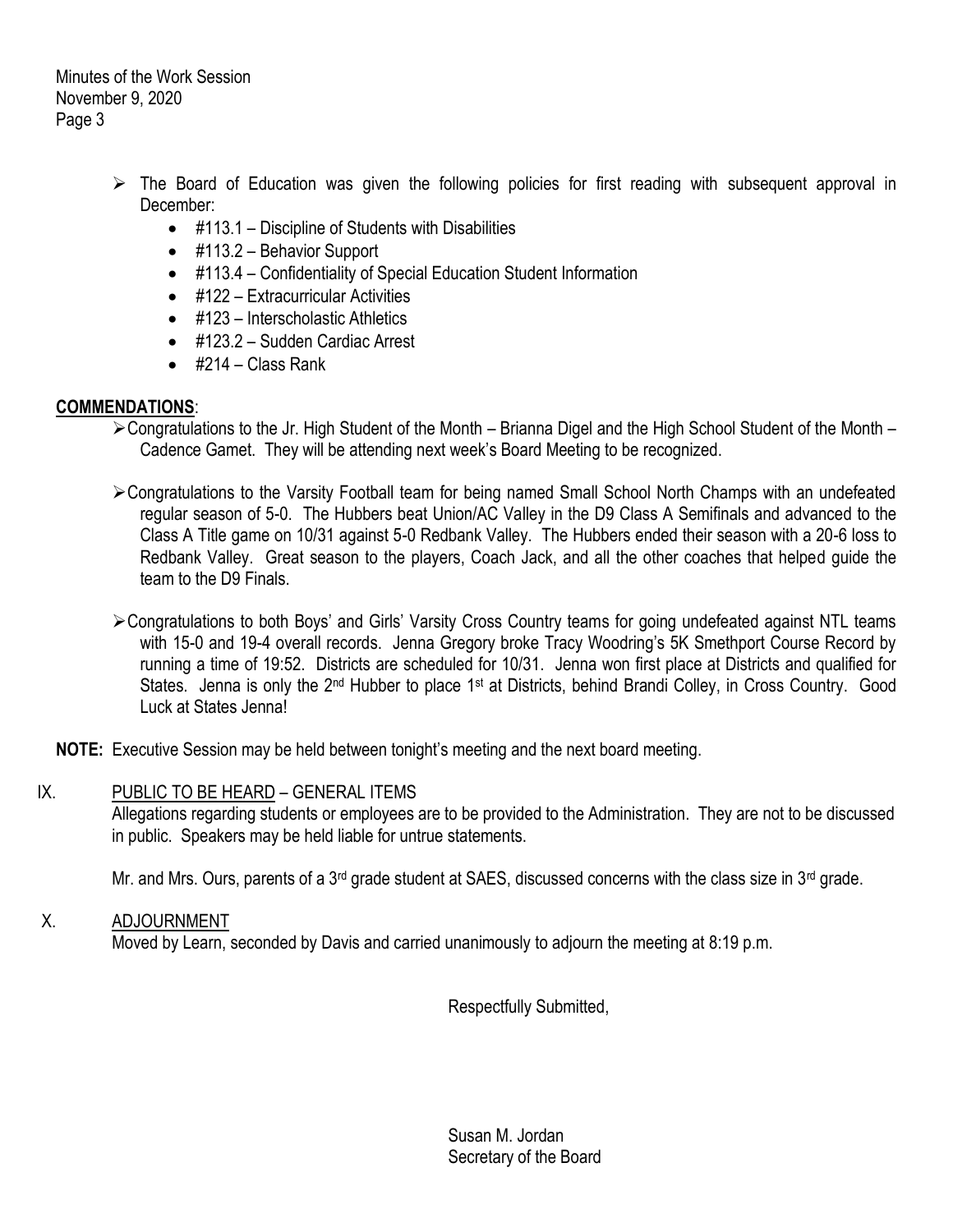- The Board of Education was given the following policies for first reading with subsequent approval in December:
    - #113.1 – Discipline of Students with Disabilities
    - #113.2 – Behavior Support
    - #113.4 – Confidentiality of Special Education Student Information
    - #122 – Extracurricular Activities
    - #123 – Interscholastic Athletics
    - #123.2 – Sudden Cardiac Arrest
    - #214 – Class Rank

**COMMENDATIONS**:

- Congratulations to the Jr. High Student of the Month – Brianna Digel and the High School Student of the Month – Cadence Gamet. They will be attending next week's Board Meeting to be recognized.

- Congratulations to the Varsity Football team for being named Small School North Champs with an undefeated regular season of 5-0. The Hubbers beat Union/AC Valley in the D9 Class A Semifinals and advanced to the Class A Title game on 10/31 against 5-0 Redbank Valley. The Hubbers ended their season with a 20-6 loss to Redbank Valley. Great season to the players, Coach Jack, and all the other coaches that helped guide the team to the D9 Finals.

- Congratulations to both Boys' and Girls' Varsity Cross Country teams for going undefeated against NTL teams with 15-0 and 19-4 overall records. Jenna Gregory broke Tracy Woodring's 5K Smethport Course Record by running a time of 19:52. Districts are scheduled for 10/31. Jenna won first place at Districts and qualified for States. Jenna is only the 2nd Hubber to place 1st at Districts, behind Brandi Colley, in Cross Country. Good Luck at States Jenna!

**NOTE:** Executive Session may be held between tonight's meeting and the next board meeting.

IX. PUBLIC TO BE HEARD – GENERAL ITEMS

Allegations regarding students or employees are to be provided to the Administration. They are not to be discussed in public. Speakers may be held liable for untrue statements.

Mr. and Mrs. Ours, parents of a 3rd grade student at SAES, discussed concerns with the class size in 3rd grade.

X. ADJOURNMENT

Moved by Learn, seconded by Davis and carried unanimously to adjourn the meeting at 8:19 p.m.

Respectfully Submitted,

Susan M. Jordan
Secretary of the Board